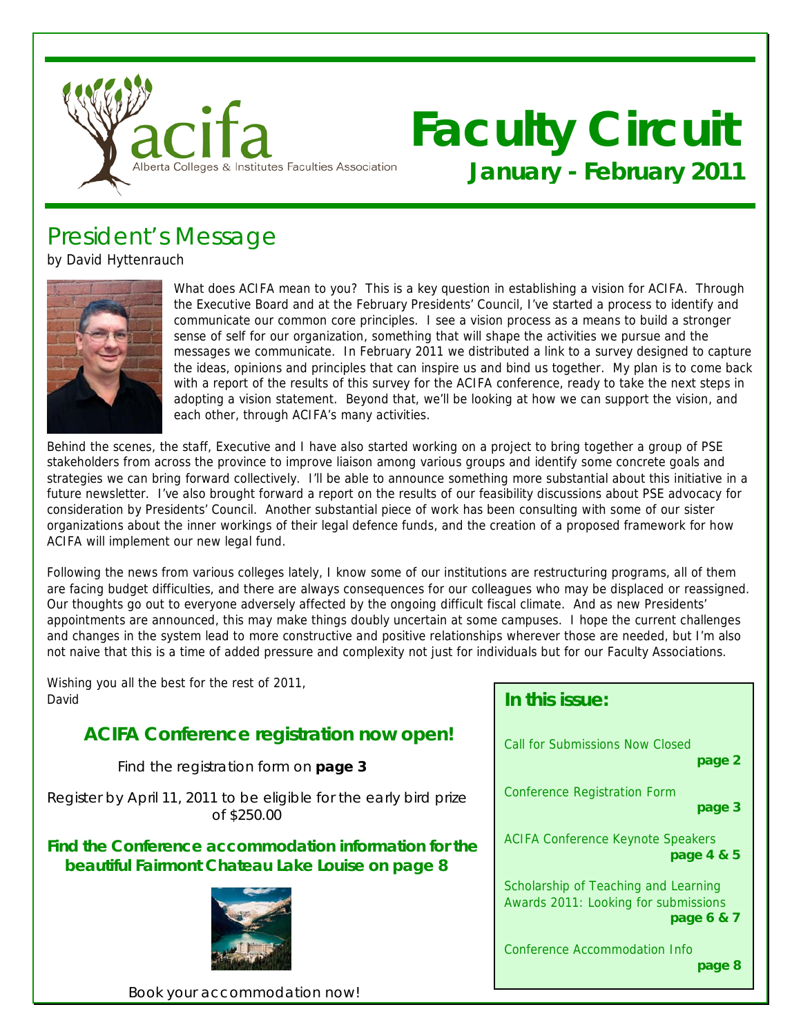acifa
Alberta Colleges & Institutes Faculties Association

# Faculty Circuit

**January - February 2011**

## President's Message

by David Hyttenrauch

What does ACIFA mean to you? This is a key question in establishing a vision for ACIFA. Through the Executive Board and at the February Presidents' Council, I've started a process to identify and communicate our common core principles. I see a vision process as a means to build a stronger sense of self for our organization, something that will shape the activities we pursue and the messages we communicate. In February 2011 we distributed a link to a survey designed to capture the ideas, opinions and principles that can inspire us and bind us together. My plan is to come back with a report of the results of this survey for the ACIFA conference, ready to take the next steps in adopting a vision statement. Beyond that, we'll be looking at how we can support the vision, and each other, through ACIFA's many activities.

Behind the scenes, the staff, Executive and I have also started working on a project to bring together a group of PSE stakeholders from across the province to improve liaison among various groups and identify some concrete goals and strategies we can bring forward collectively. I'll be able to announce something more substantial about this initiative in a future newsletter. I've also brought forward a report on the results of our feasibility discussions about PSE advocacy for consideration by Presidents' Council. Another substantial piece of work has been consulting with some of our sister organizations about the inner workings of their legal defence funds, and the creation of a proposed framework for how ACIFA will implement our new legal fund.

Following the news from various colleges lately, I know some of our institutions are restructuring programs, all of them are facing budget difficulties, and there are always consequences for our colleagues who may be displaced or reassigned. Our thoughts go out to everyone adversely affected by the ongoing difficult fiscal climate. And as new Presidents' appointments are announced, this may make things doubly uncertain at some campuses. I hope the current challenges and changes in the system lead to more constructive and positive relationships wherever those are needed, but I'm also not naive that this is a time of added pressure and complexity not just for individuals but for our Faculty Associations.

Wishing you all the best for the rest of 2011,
David

### ACIFA Conference registration now open!

Find the registration form on **page 3**

Register by April 11, 2011 to be eligible for the early bird prize of $250.00

**Find the Conference accommodation information for the beautiful Fairmont Chateau Lake Louise on page 8**

Book your accommodation now!

### In this issue:

- Call for Submissions Now Closed — **page 2**
- Conference Registration Form — **page 3**
- ACIFA Conference Keynote Speakers — **page 4 & 5**
- Scholarship of Teaching and Learning Awards 2011: Looking for submissions — **page 6 & 7**
- Conference Accommodation Info — **page 8**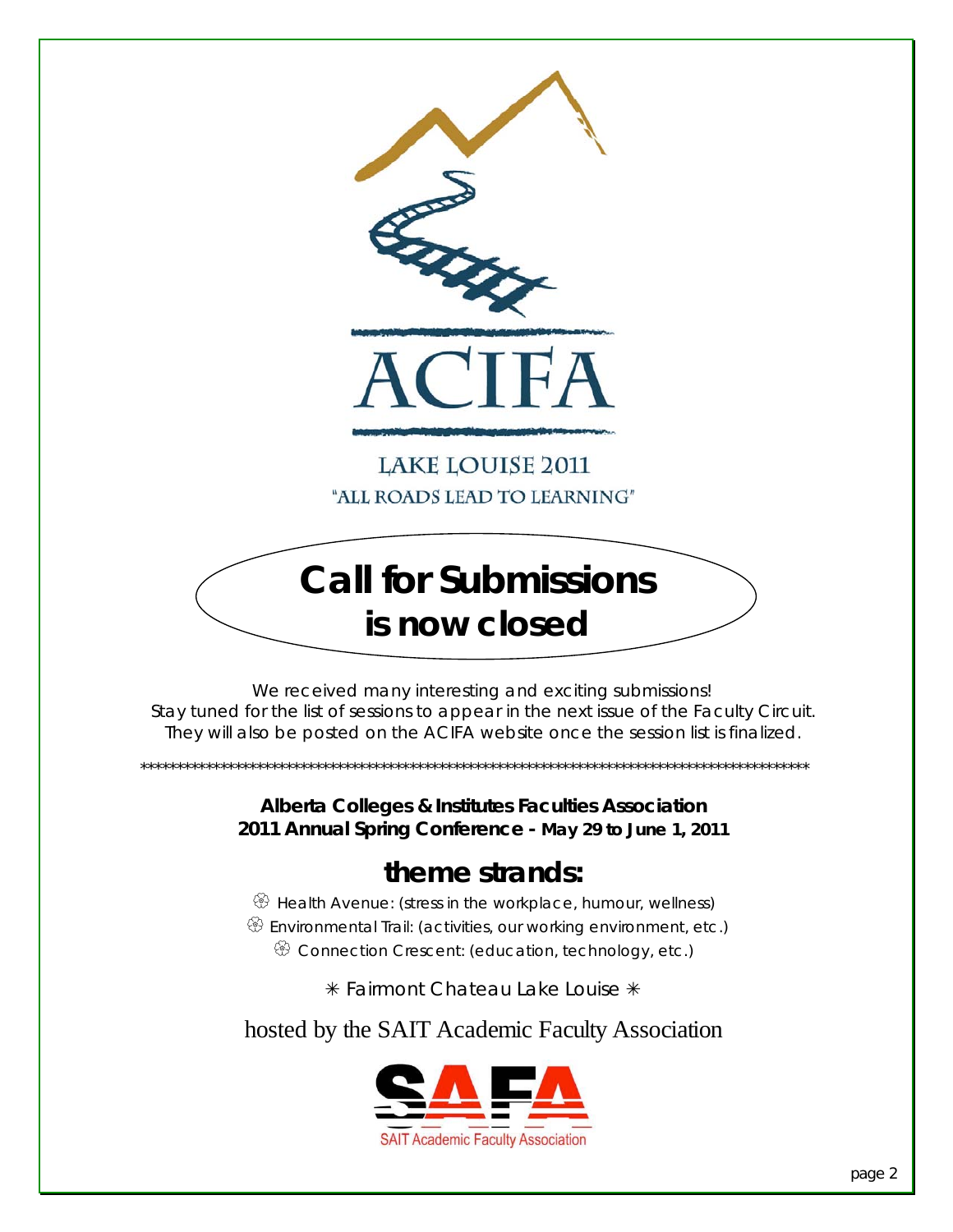ACIFA

LAKE LOUISE 2011

"ALL ROADS LEAD TO LEARNING"

# Call for Submissions is now closed

We received many interesting and exciting submissions!
Stay tuned for the list of sessions to appear in the next issue of the Faculty Circuit.
They will also be posted on the ACIFA website once the session list is finalized.

**************************************************************************************************

**Alberta Colleges & Institutes Faculties Association**
**2011 Annual Spring Conference - May 29 to June 1, 2011**

## theme strands:

- Health Avenue: (stress in the workplace, humour, wellness)
- Environmental Trail: (activities, our working environment, etc.)
- Connection Crescent: (education, technology, etc.)

✳ Fairmont Chateau Lake Louise ✳

hosted by the SAIT Academic Faculty Association

SAFA
SAIT Academic Faculty Association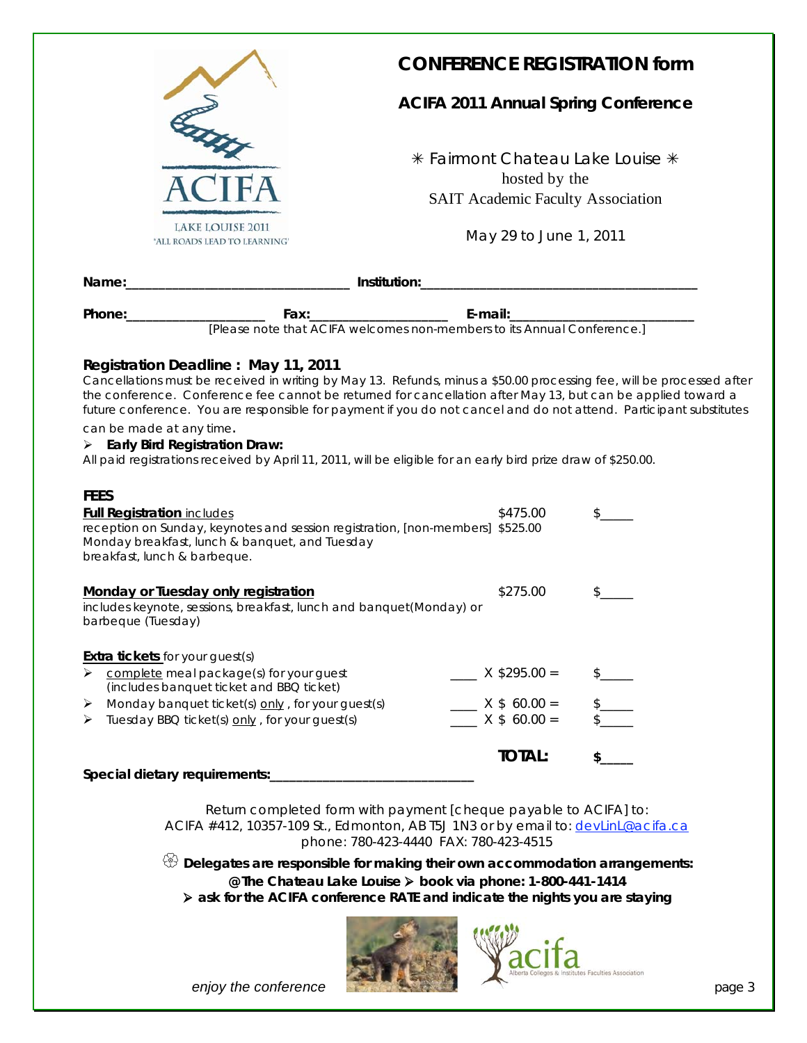# CONFERENCE REGISTRATION form

## ACIFA 2011 Annual Spring Conference

✳ Fairmont Chateau Lake Louise ✳
hosted by the
SAIT Academic Faculty Association

May 29 to June 1, 2011

LAKE LOUISE 2011
'ALL ROADS LEAD TO LEARNING'

**Name:**_______________________________ **Institution:**_______________________________________

**Phone:**___________________ **Fax:**___________________ **E-mail:**_________________________

[Please note that ACIFA welcomes non-members to its Annual Conference.]

**Registration Deadline : May 11, 2011**

Cancellations must be received in writing by May 13. Refunds, minus a $50.00 processing fee, will be processed after the conference. Conference fee cannot be returned for cancellation after May 13, but can be applied toward a future conference. You are responsible for payment if you do not cancel and do not attend. Participant substitutes can be made at any time.

- **Early Bird Registration Draw:**

All paid registrations received by April 11, 2011, will be eligible for an early bird prize draw of $250.00.

**FEES**

| | | |
|---|---|---|
| **Full Registration** includes reception on Sunday, keynotes and session registration, [non-members] Monday breakfast, lunch & banquet, and Tuesday breakfast, lunch & barbeque. | $475.00<br>$525.00 | $_____ |
| **Monday or Tuesday only registration** includes keynote, sessions, breakfast, lunch and banquet(Monday) or barbeque (Tuesday) | $275.00 | $_____ |
| **Extra tickets** for your guest(s) | | |
| - complete meal package(s) for your guest (includes banquet ticket and BBQ ticket) | ____ X $295.00 = | $_____ |
| - Monday banquet ticket(s) only, for your guest(s) | ____ X $ 60.00 = | $_____ |
| - Tuesday BBQ ticket(s) only, for your guest(s) | ____ X $ 60.00 = | $_____ |
| | **TOTAL:** | **$_____** |

**Special dietary requirements:**_____________________________

Return completed form with payment [cheque payable to ACIFA] to:
ACIFA #412, 10357-109 St., Edmonton, AB T5J 1N3 or by email to: devLinL@acifa.ca
phone: 780-423-4440 FAX: 780-423-4515

**Delegates are responsible for making their own accommodation arrangements:**
**@ The Chateau Lake Louise ➢ book via phone: 1-800-441-1414**
**➢ ask for the ACIFA conference RATE and indicate the nights you are staying**

acifa
Alberta Colleges & Institutes Faculties Association

*enjoy the conference*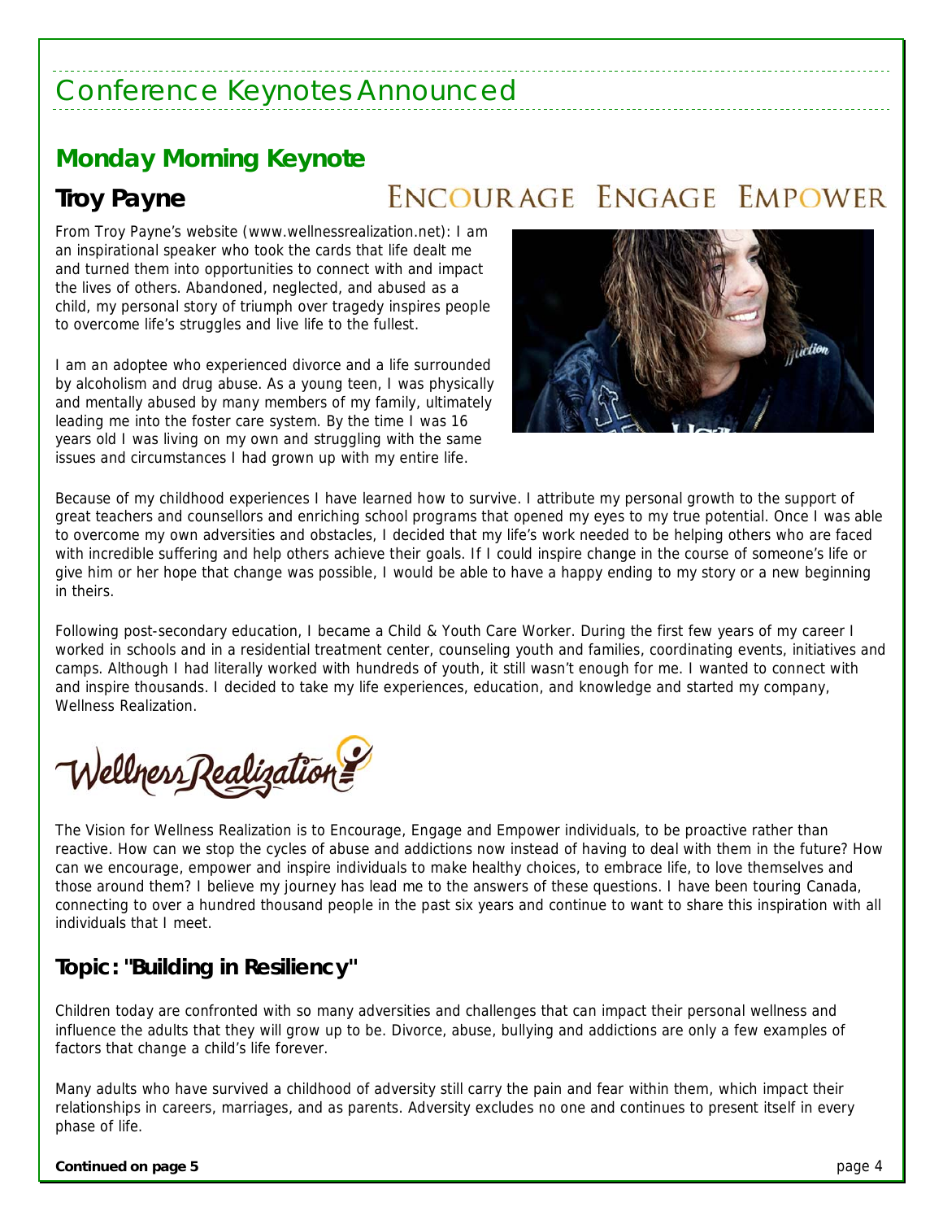# Conference Keynotes Announced

## Monday Morning Keynote

### Troy Payne

ENCOURAGE ENGAGE EMPOWER

From Troy Payne's website (www.wellnessrealization.net): I am an inspirational speaker who took the cards that life dealt me and turned them into opportunities to connect with and impact the lives of others. Abandoned, neglected, and abused as a child, my personal story of triumph over tragedy inspires people to overcome life's struggles and live life to the fullest.

I am an adoptee who experienced divorce and a life surrounded by alcoholism and drug abuse. As a young teen, I was physically and mentally abused by many members of my family, ultimately leading me into the foster care system. By the time I was 16 years old I was living on my own and struggling with the same issues and circumstances I had grown up with my entire life.

Because of my childhood experiences I have learned how to survive. I attribute my personal growth to the support of great teachers and counsellors and enriching school programs that opened my eyes to my true potential. Once I was able to overcome my own adversities and obstacles, I decided that my life's work needed to be helping others who are faced with incredible suffering and help others achieve their goals. If I could inspire change in the course of someone's life or give him or her hope that change was possible, I would be able to have a happy ending to my story or a new beginning in theirs.

Following post-secondary education, I became a Child & Youth Care Worker. During the first few years of my career I worked in schools and in a residential treatment center, counseling youth and families, coordinating events, initiatives and camps. Although I had literally worked with hundreds of youth, it still wasn't enough for me. I wanted to connect with and inspire thousands. I decided to take my life experiences, education, and knowledge and started my company, Wellness Realization.

Wellness Realization

The Vision for Wellness Realization is to Encourage, Engage and Empower individuals, to be proactive rather than reactive. How can we stop the cycles of abuse and addictions now instead of having to deal with them in the future? How can we encourage, empower and inspire individuals to make healthy choices, to embrace life, to love themselves and those around them? I believe my journey has lead me to the answers of these questions. I have been touring Canada, connecting to over a hundred thousand people in the past six years and continue to want to share this inspiration with all individuals that I meet.

### Topic: "Building in Resiliency"

Children today are confronted with so many adversities and challenges that can impact their personal wellness and influence the adults that they will grow up to be. Divorce, abuse, bullying and addictions are only a few examples of factors that change a child's life forever.

Many adults who have survived a childhood of adversity still carry the pain and fear within them, which impact their relationships in careers, marriages, and as parents. Adversity excludes no one and continues to present itself in every phase of life.

**Continued on page 5**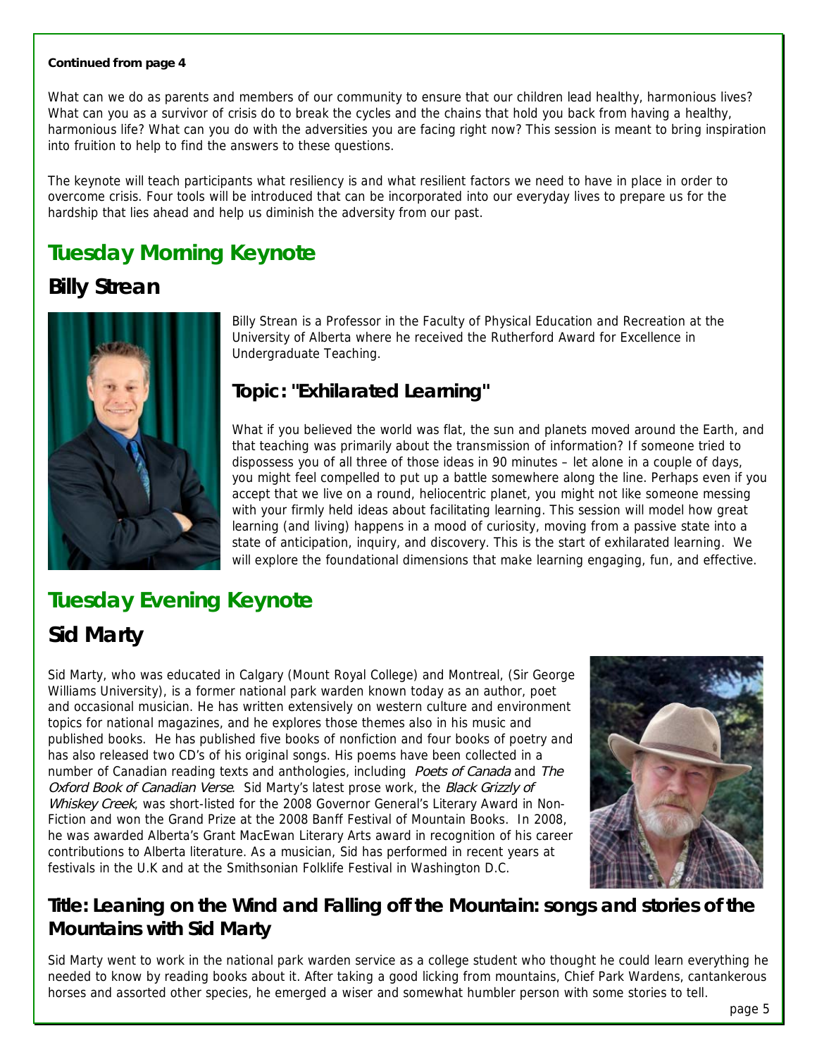**Continued from page 4**

What can we do as parents and members of our community to ensure that our children lead healthy, harmonious lives? What can you as a survivor of crisis do to break the cycles and the chains that hold you back from having a healthy, harmonious life? What can you do with the adversities you are facing right now? This session is meant to bring inspiration into fruition to help to find the answers to these questions.

The keynote will teach participants what resiliency is and what resilient factors we need to have in place in order to overcome crisis. Four tools will be introduced that can be incorporated into our everyday lives to prepare us for the hardship that lies ahead and help us diminish the adversity from our past.

## Tuesday Morning Keynote

### Billy Strean

Billy Strean is a Professor in the Faculty of Physical Education and Recreation at the University of Alberta where he received the Rutherford Award for Excellence in Undergraduate Teaching.

### Topic: "Exhilarated Learning"

What if you believed the world was flat, the sun and planets moved around the Earth, and that teaching was primarily about the transmission of information? If someone tried to dispossess you of all three of those ideas in 90 minutes – let alone in a couple of days, you might feel compelled to put up a battle somewhere along the line. Perhaps even if you accept that we live on a round, heliocentric planet, you might not like someone messing with your firmly held ideas about facilitating learning. This session will model how great learning (and living) happens in a mood of curiosity, moving from a passive state into a state of anticipation, inquiry, and discovery. This is the start of exhilarated learning. We will explore the foundational dimensions that make learning engaging, fun, and effective.

## Tuesday Evening Keynote

### Sid Marty

Sid Marty, who was educated in Calgary (Mount Royal College) and Montreal, (Sir George Williams University), is a former national park warden known today as an author, poet and occasional musician. He has written extensively on western culture and environment topics for national magazines, and he explores those themes also in his music and published books. He has published five books of nonfiction and four books of poetry and has also released two CD's of his original songs. His poems have been collected in a number of Canadian reading texts and anthologies, including *Poets of Canada* and *The Oxford Book of Canadian Verse*. Sid Marty's latest prose work, the *Black Grizzly of Whiskey Creek*, was short-listed for the 2008 Governor General's Literary Award in Non-Fiction and won the Grand Prize at the 2008 Banff Festival of Mountain Books. In 2008, he was awarded Alberta's Grant MacEwan Literary Arts award in recognition of his career contributions to Alberta literature. As a musician, Sid has performed in recent years at festivals in the U.K and at the Smithsonian Folklife Festival in Washington D.C.

### Title: Leaning on the Wind and Falling off the Mountain: songs and stories of the Mountains with Sid Marty

Sid Marty went to work in the national park warden service as a college student who thought he could learn everything he needed to know by reading books about it. After taking a good licking from mountains, Chief Park Wardens, cantankerous horses and assorted other species, he emerged a wiser and somewhat humbler person with some stories to tell.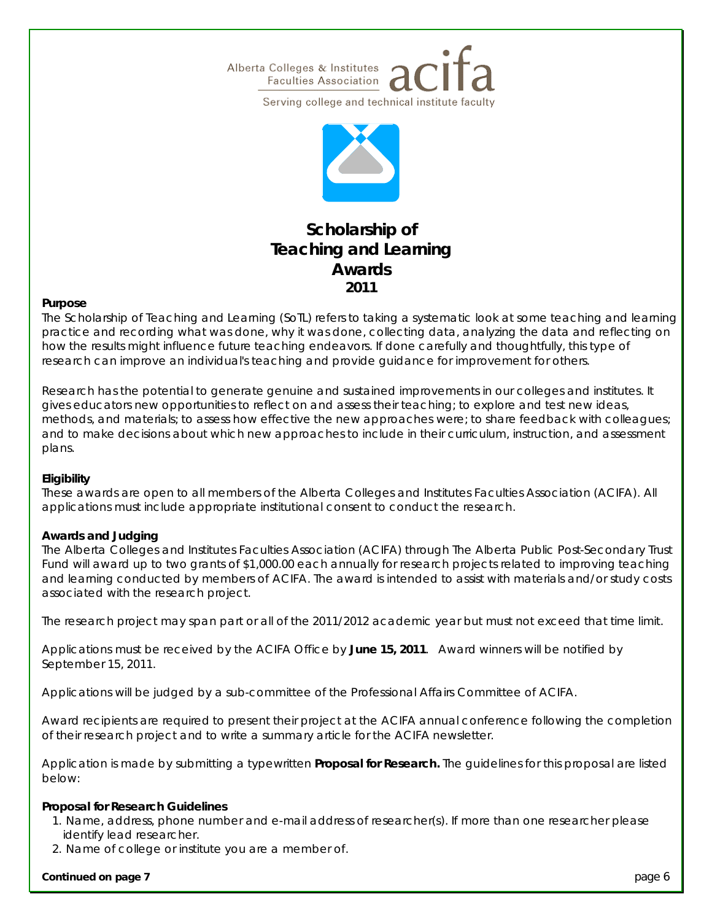Alberta Colleges & Institutes Faculties Association **acifa**

Serving college and technical institute faculty

# Scholarship of Teaching and Learning Awards 2011

**Purpose**

The Scholarship of Teaching and Learning (SoTL) refers to taking a systematic look at some teaching and learning practice and recording what was done, why it was done, collecting data, analyzing the data and reflecting on how the results might influence future teaching endeavors. If done carefully and thoughtfully, this type of research can improve an individual's teaching and provide guidance for improvement for others.

Research has the potential to generate genuine and sustained improvements in our colleges and institutes. It gives educators new opportunities to reflect on and assess their teaching; to explore and test new ideas, methods, and materials; to assess how effective the new approaches were; to share feedback with colleagues; and to make decisions about which new approaches to include in their curriculum, instruction, and assessment plans.

**Eligibility**

These awards are open to all members of the Alberta Colleges and Institutes Faculties Association (ACIFA). All applications must include appropriate institutional consent to conduct the research.

**Awards and Judging**

The Alberta Colleges and Institutes Faculties Association (ACIFA) through The Alberta Public Post-Secondary Trust Fund will award up to two grants of $1,000.00 each annually for research projects related to improving teaching and learning conducted by members of ACIFA. The award is intended to assist with materials and/or study costs associated with the research project.

The research project may span part or all of the 2011/2012 academic year but must not exceed that time limit.

Applications must be received by the ACIFA Office by **June 15, 2011**. Award winners will be notified by September 15, 2011.

Applications will be judged by a sub-committee of the Professional Affairs Committee of ACIFA.

Award recipients are required to present their project at the ACIFA annual conference following the completion of their research project and to write a summary article for the ACIFA newsletter.

Application is made by submitting a typewritten **Proposal for Research.** The guidelines for this proposal are listed below:

**Proposal for Research Guidelines**

1. Name, address, phone number and e-mail address of researcher(s). If more than one researcher please identify lead researcher.
2. Name of college or institute you are a member of.

**Continued on page 7**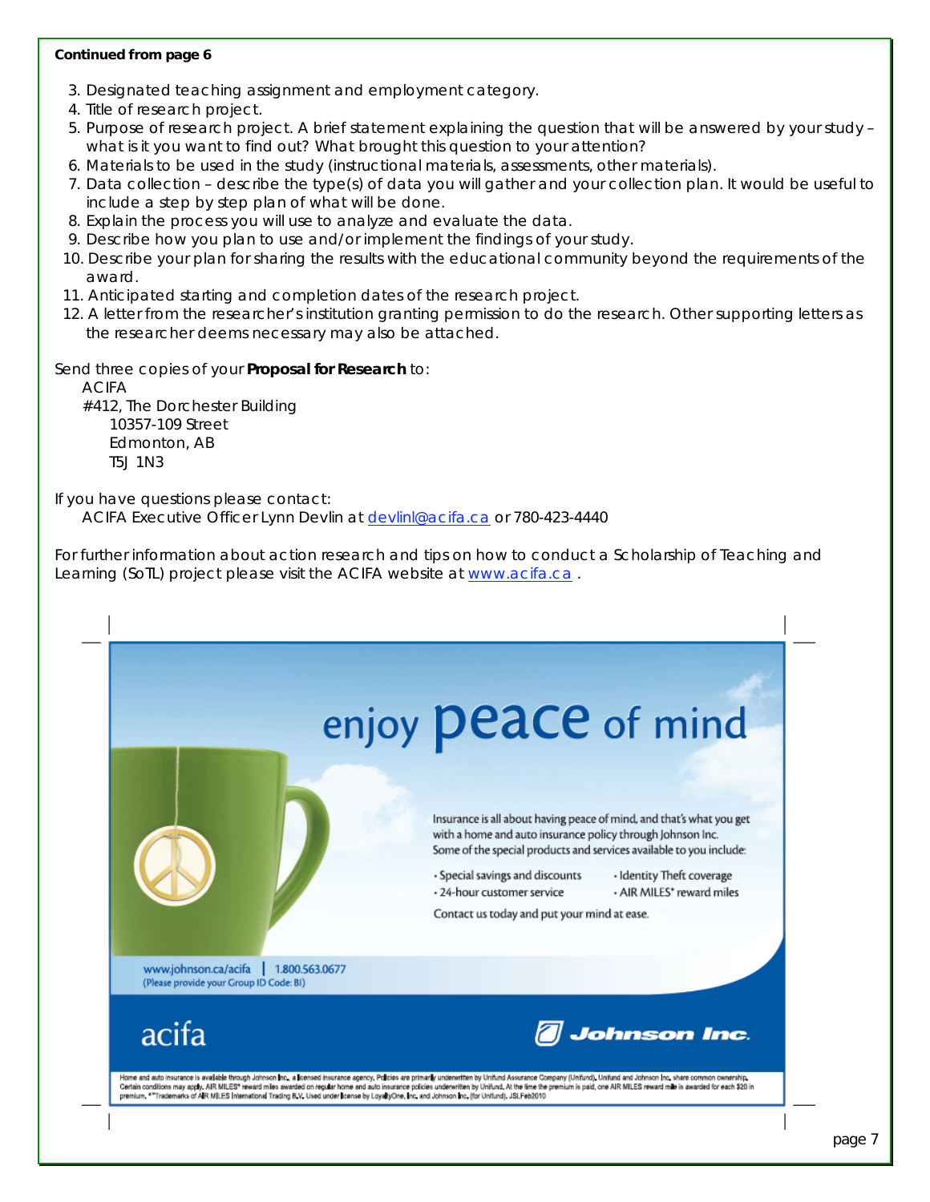**Continued from page 6**

3. Designated teaching assignment and employment category.
4. Title of research project.
5. Purpose of research project. A brief statement explaining the question that will be answered by your study – what is it you want to find out? What brought this question to your attention?
6. Materials to be used in the study (instructional materials, assessments, other materials).
7. Data collection – describe the type(s) of data you will gather and your collection plan. It would be useful to include a step by step plan of what will be done.
8. Explain the process you will use to analyze and evaluate the data.
9. Describe how you plan to use and/or implement the findings of your study.
10. Describe your plan for sharing the results with the educational community beyond the requirements of the award.
11. Anticipated starting and completion dates of the research project.
12. A letter from the researcher's institution granting permission to do the research. Other supporting letters as the researcher deems necessary may also be attached.

Send three copies of your **Proposal for Research** to:

ACIFA
#412, The Dorchester Building
10357-109 Street
Edmonton, AB
T5J 1N3

If you have questions please contact:
ACIFA Executive Officer Lynn Devlin at devlinl@acifa.ca or 780-423-4440

For further information about action research and tips on how to conduct a Scholarship of Teaching and Learning (SoTL) project please visit the ACIFA website at www.acifa.ca .

enjoy peace of mind

Insurance is all about having peace of mind, and that's what you get with a home and auto insurance policy through Johnson Inc. Some of the special products and services available to you include:

- Special savings and discounts
- 24-hour customer service
- Identity Theft coverage
- AIR MILES® reward miles

Contact us today and put your mind at ease.

www.johnson.ca/acifa | 1.800.563.0677
(Please provide your Group ID Code: BI)

acifa

Johnson Inc.

Home and auto insurance is available through Johnson Inc., a licensed insurance agency. Policies are primarily underwritten by Unifund Assurance Company (Unifund). Unifund and Johnson Inc. share common ownership. Certain conditions may apply. AIR MILES® reward miles awarded on regular home and auto insurance policies underwritten by Unifund. At the time the premium is paid, one AIR MILES reward mile is awarded for each $20 in premium. ®™Trademarks of AIR MILES International Trading B.V. Used under license by LoyaltyOne, Inc. and Johnson Inc. (for Unifund). JSLFeb2010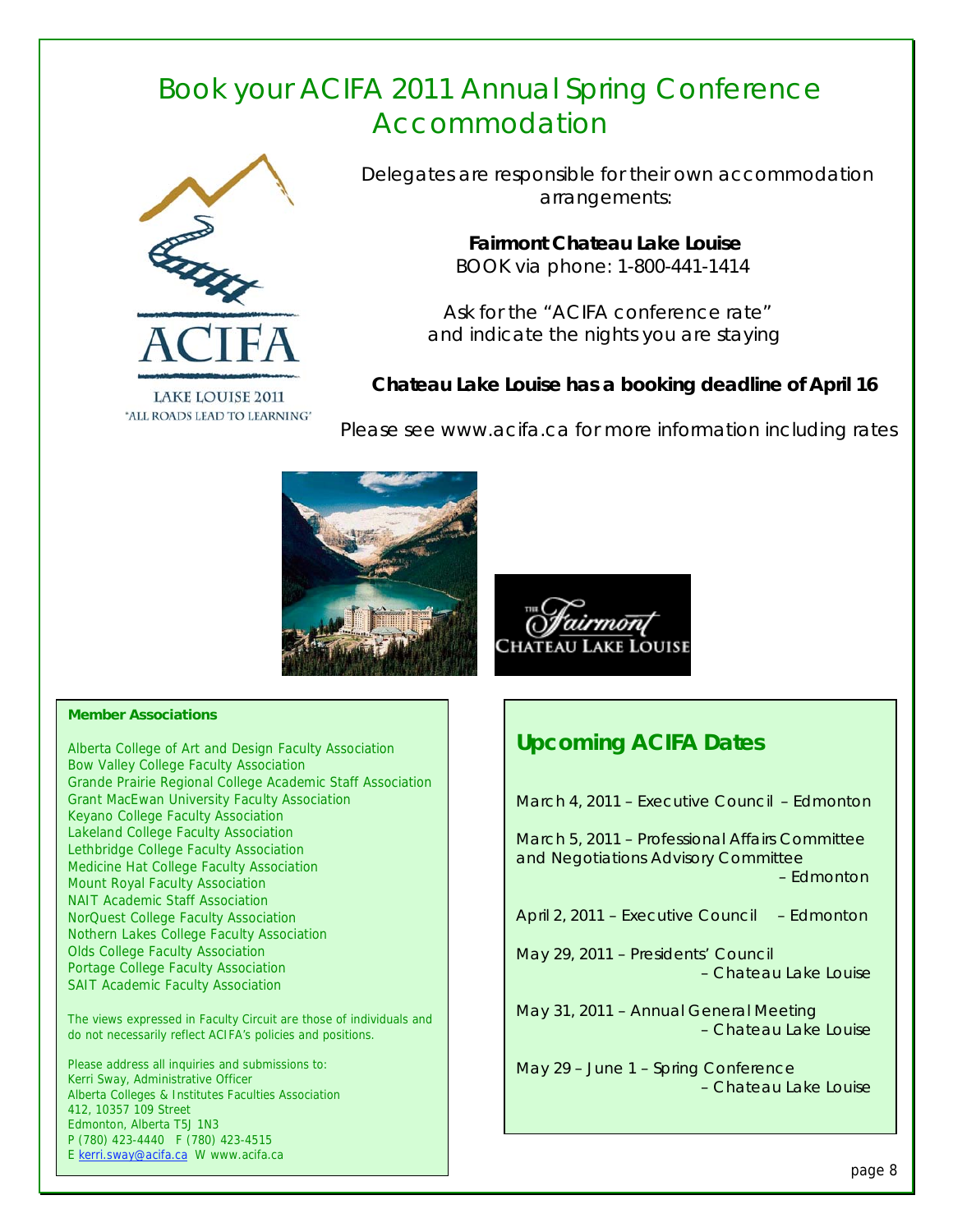# Book your ACIFA 2011 Annual Spring Conference Accommodation

Delegates are responsible for their own accommodation arrangements:

**Fairmont Chateau Lake Louise**
BOOK via phone: 1-800-441-1414

Ask for the "ACIFA conference rate" and indicate the nights you are staying

**Chateau Lake Louise has a booking deadline of April 16**

Please see www.acifa.ca for more information including rates

**Member Associations**

Alberta College of Art and Design Faculty Association
Bow Valley College Faculty Association
Grande Prairie Regional College Academic Staff Association
Grant MacEwan University Faculty Association
Keyano College Faculty Association
Lakeland College Faculty Association
Lethbridge College Faculty Association
Medicine Hat College Faculty Association
Mount Royal Faculty Association
NAIT Academic Staff Association
NorQuest College Faculty Association
Nothern Lakes College Faculty Association
Olds College Faculty Association
Portage College Faculty Association
SAIT Academic Faculty Association

The views expressed in Faculty Circuit are those of individuals and do not necessarily reflect ACIFA's policies and positions.

Please address all inquiries and submissions to:
Kerri Sway, Administrative Officer
Alberta Colleges & Institutes Faculties Association
412, 10357 109 Street
Edmonton, Alberta T5J 1N3
P (780) 423-4440 F (780) 423-4515
E kerri.sway@acifa.ca W www.acifa.ca

## Upcoming ACIFA Dates

March 4, 2011 – Executive Council – Edmonton

March 5, 2011 – Professional Affairs Committee and Negotiations Advisory Committee – Edmonton

April 2, 2011 – Executive Council – Edmonton

May 29, 2011 – Presidents' Council – Chateau Lake Louise

May 31, 2011 – Annual General Meeting – Chateau Lake Louise

May 29 – June 1 – Spring Conference – Chateau Lake Louise